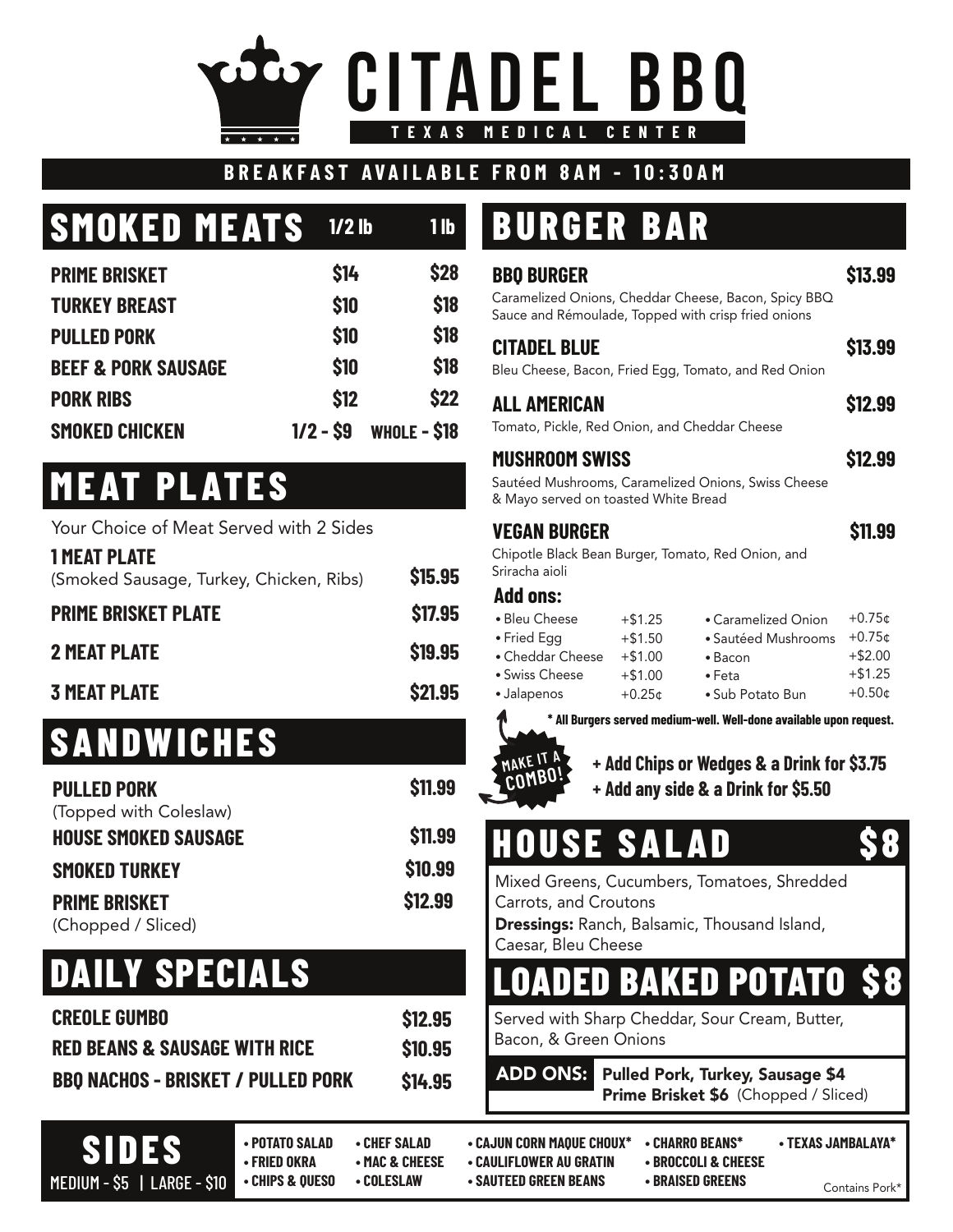# CITADEL BBQ

TEXAS MEDICAL CENTER

BREAKFAST AVAILABLE FROM 8AM - 10:30AM

## SMOKED MEATS

| | 1/2 lb | 1 lb |
|---|---|---|
| **PRIME BRISKET** | $14 | $28 |
| **TURKEY BREAST** | $10 | $18 |
| **PULLED PORK** | $10 | $18 |
| **BEEF & PORK SAUSAGE** | $10 | $18 |
| **PORK RIBS** | $12 | $22 |
| **SMOKED CHICKEN** | 1/2 - $9 | WHOLE - $18 |

## MEAT PLATES

Your Choice of Meat Served with 2 Sides

**1 MEAT PLATE** (Smoked Sausage, Turkey, Chicken, Ribs) — **$15.95**

**PRIME BRISKET PLATE** — **$17.95**

**2 MEAT PLATE** — **$19.95**

**3 MEAT PLATE** — **$21.95**

## SANDWICHES

**PULLED PORK** (Topped with Coleslaw) — **$11.99**

**HOUSE SMOKED SAUSAGE** — **$11.99**

**SMOKED TURKEY** — **$10.99**

**PRIME BRISKET** (Chopped / Sliced) — **$12.99**

## DAILY SPECIALS

**CREOLE GUMBO** — **$12.95**

**RED BEANS & SAUSAGE WITH RICE** — **$10.95**

**BBQ NACHOS - BRISKET / PULLED PORK** — **$14.95**

## BURGER BAR

**BBQ BURGER** — **$13.99**
Caramelized Onions, Cheddar Cheese, Bacon, Spicy BBQ Sauce and Rémoulade, Topped with crisp fried onions

**CITADEL BLUE** — **$13.99**
Bleu Cheese, Bacon, Fried Egg, Tomato, and Red Onion

**ALL AMERICAN** — **$12.99**
Tomato, Pickle, Red Onion, and Cheddar Cheese

**MUSHROOM SWISS** — **$12.99**
Sautéed Mushrooms, Caramelized Onions, Swiss Cheese & Mayo served on toasted White Bread

**VEGAN BURGER** — **$11.99**
Chipotle Black Bean Burger, Tomato, Red Onion, and Sriracha aioli

### Add ons:

- Bleu Cheese +$1.25
- Fried Egg +$1.50
- Cheddar Cheese +$1.00
- Swiss Cheese +$1.00
- Jalapenos +0.25¢
- Caramelized Onion +0.75¢
- Sautéed Mushrooms +0.75¢
- Bacon +$2.00
- Feta +$1.25
- Sub Potato Bun +0.50¢

**\* All Burgers served medium-well. Well-done available upon request.**

MAKE IT A COMBO!

**+ Add Chips or Wedges & a Drink for $3.75**
**+ Add any side & a Drink for $5.50**

## HOUSE SALAD $8

Mixed Greens, Cucumbers, Tomatoes, Shredded Carrots, and Croutons

**Dressings:** Ranch, Balsamic, Thousand Island, Caesar, Bleu Cheese

## LOADED BAKED POTATO $8

Served with Sharp Cheddar, Sour Cream, Butter, Bacon, & Green Onions

**ADD ONS:** **Pulled Pork, Turkey, Sausage $4**
**Prime Brisket $6** (Chopped / Sliced)

## SIDES

MEDIUM - $5 | LARGE - $10

- POTATO SALAD
- FRIED OKRA
- CHIPS & QUESO
- CHEF SALAD
- MAC & CHEESE
- COLESLAW
- CAJUN CORN MAQUE CHOUX*
- CAULIFLOWER AU GRATIN
- SAUTEED GREEN BEANS
- CHARRO BEANS*
- BROCCOLI & CHEESE
- BRAISED GREENS
- TEXAS JAMBALAYA*

Contains Pork*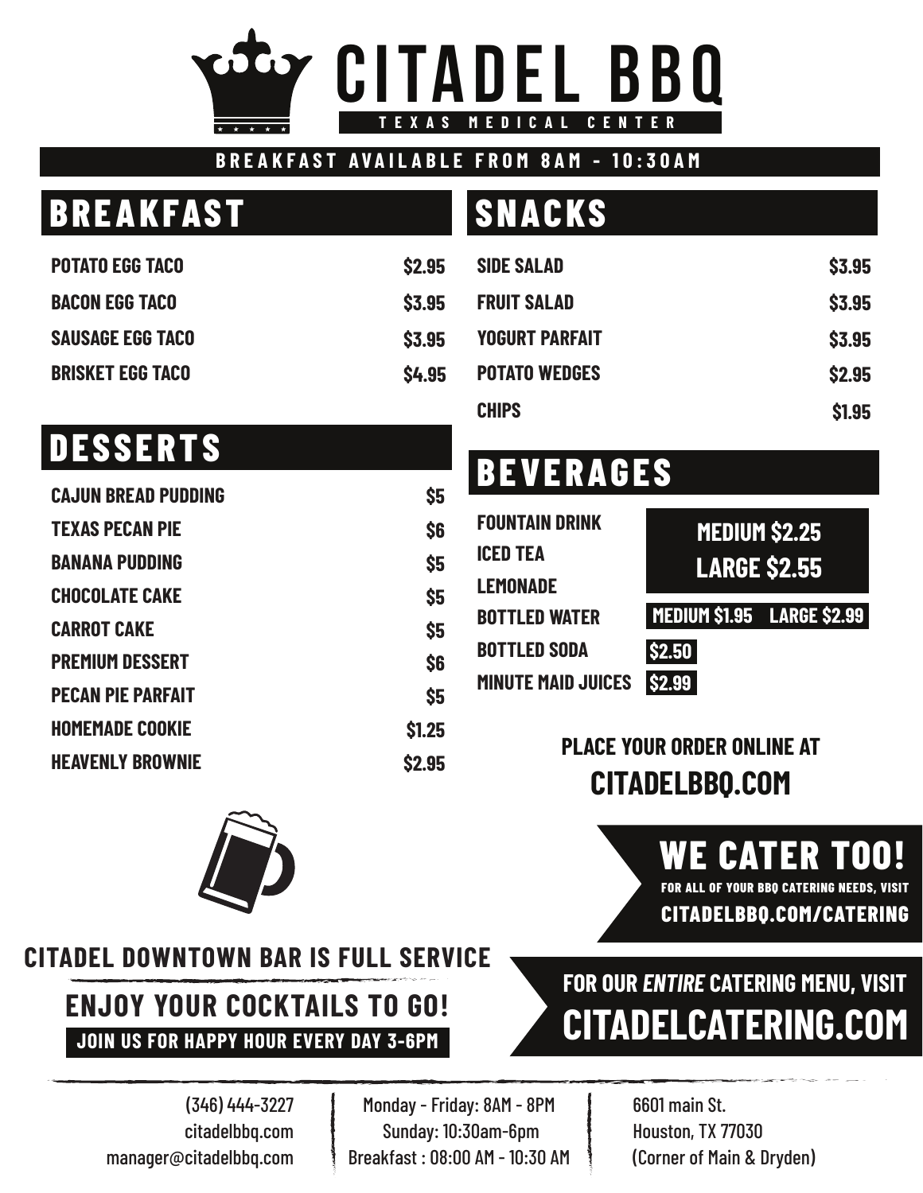# CITADEL BBQ

TEXAS MEDICAL CENTER

**BREAKFAST AVAILABLE FROM 8AM - 10:30AM**

## BREAKFAST

| | |
|---|---|
| POTATO EGG TACO | $2.95 |
| BACON EGG TACO | $3.95 |
| SAUSAGE EGG TACO | $3.95 |
| BRISKET EGG TACO | $4.95 |

## DESSERTS

| | |
|---|---|
| CAJUN BREAD PUDDING | $5 |
| TEXAS PECAN PIE | $6 |
| BANANA PUDDING | $5 |
| CHOCOLATE CAKE | $5 |
| CARROT CAKE | $5 |
| PREMIUM DESSERT | $6 |
| PECAN PIE PARFAIT | $5 |
| HOMEMADE COOKIE | $1.25 |
| HEAVENLY BROWNIE | $2.95 |

## SNACKS

| | |
|---|---|
| SIDE SALAD | $3.95 |
| FRUIT SALAD | $3.95 |
| YOGURT PARFAIT | $3.95 |
| POTATO WEDGES | $2.95 |
| CHIPS | $1.95 |

## BEVERAGES

FOUNTAIN DRINK
ICED TEA
LEMONADE

MEDIUM $2.25
LARGE $2.55

BOTTLED WATER — MEDIUM $1.95 LARGE $2.99

BOTTLED SODA — $2.50

MINUTE MAID JUICES — $2.99

**PLACE YOUR ORDER ONLINE AT**
**CITADELBBQ.COM**

## WE CATER TOO!

FOR ALL OF YOUR BBQ CATERING NEEDS, VISIT
**CITADELBBQ.COM/CATERING**

**CITADEL DOWNTOWN BAR IS FULL SERVICE**

**ENJOY YOUR COCKTAILS TO GO!**

**JOIN US FOR HAPPY HOUR EVERY DAY 3-6PM**

FOR OUR *ENTIRE* CATERING MENU, VISIT
**CITADELCATERING.COM**

(346) 444-3227
citadelbbq.com
manager@citadelbbq.com

Monday - Friday: 8AM - 8PM
Sunday: 10:30am-6pm
Breakfast : 08:00 AM - 10:30 AM

6601 main St.
Houston, TX 77030
(Corner of Main & Dryden)